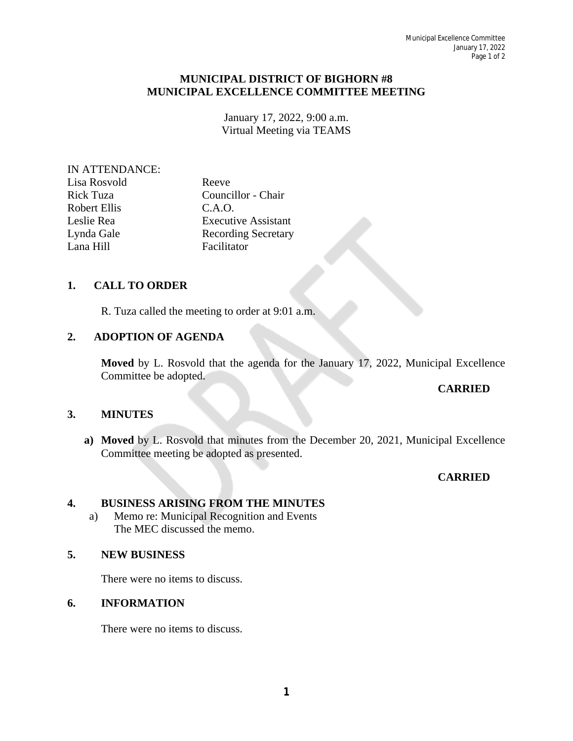# MUNICIPAL DISTRICT OF BIGHORN #8
# MUNICIPAL EXCELLENCE COMMITTEE MEETING

January 17, 2022, 9:00 a.m.
Virtual Meeting via TEAMS

IN ATTENDANCE:

| | |
|---|---|
| Lisa Rosvold | Reeve |
| Rick Tuza | Councillor - Chair |
| Robert Ellis | C.A.O. |
| Leslie Rea | Executive Assistant |
| Lynda Gale | Recording Secretary |
| Lana Hill | Facilitator |

## 1. CALL TO ORDER

R. Tuza called the meeting to order at 9:01 a.m.

## 2. ADOPTION OF AGENDA

**Moved** by L. Rosvold that the agenda for the January 17, 2022, Municipal Excellence Committee be adopted.

**CARRIED**

## 3. MINUTES

**a) Moved** by L. Rosvold that minutes from the December 20, 2021, Municipal Excellence Committee meeting be adopted as presented.

**CARRIED**

## 4. BUSINESS ARISING FROM THE MINUTES

a) Memo re: Municipal Recognition and Events
The MEC discussed the memo.

## 5. NEW BUSINESS

There were no items to discuss.

## 6. INFORMATION

There were no items to discuss.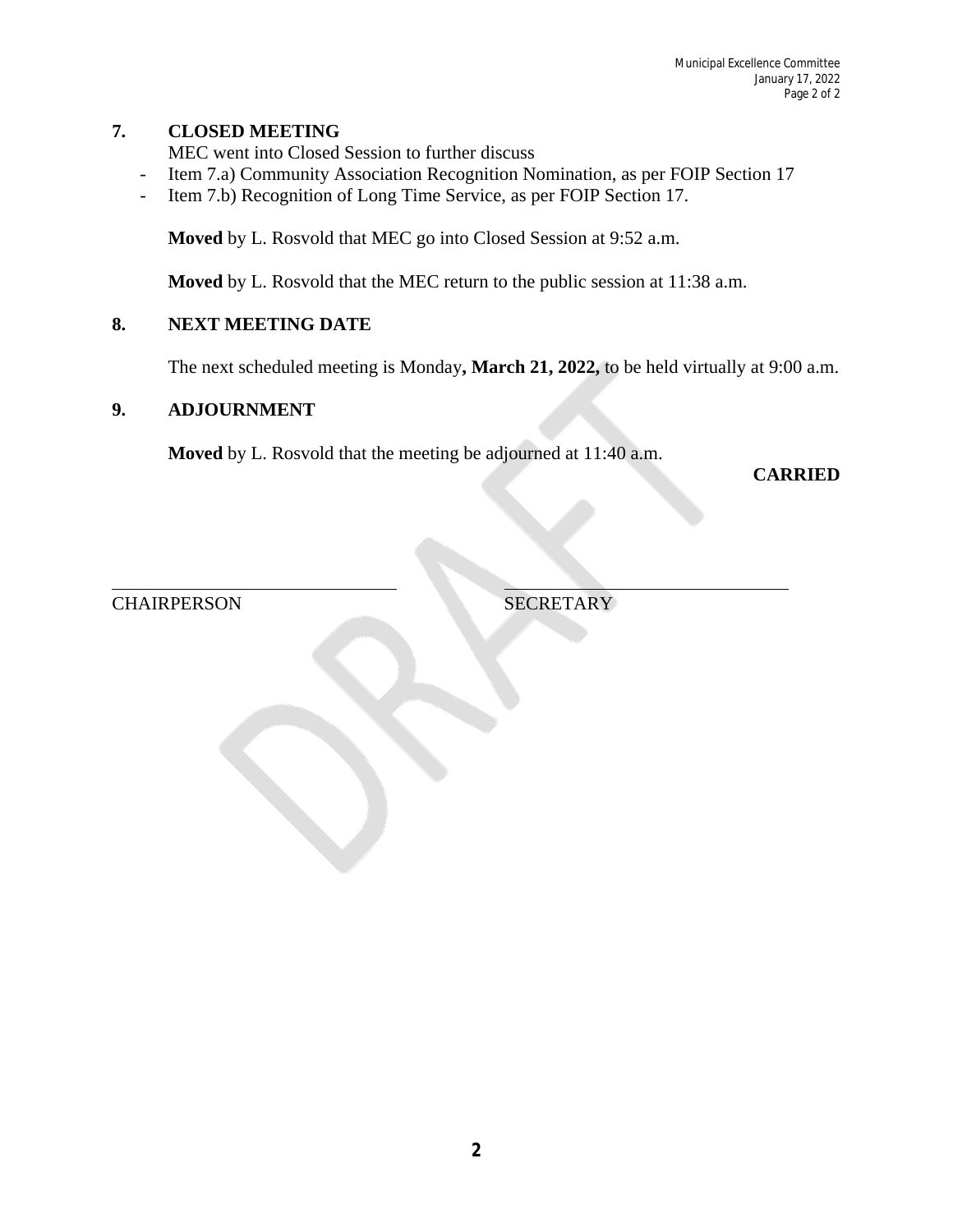## 7. CLOSED MEETING

MEC went into Closed Session to further discuss

- Item 7.a) Community Association Recognition Nomination, as per FOIP Section 17
- Item 7.b) Recognition of Long Time Service, as per FOIP Section 17.

**Moved** by L. Rosvold that MEC go into Closed Session at 9:52 a.m.

**Moved** by L. Rosvold that the MEC return to the public session at 11:38 a.m.

## 8. NEXT MEETING DATE

The next scheduled meeting is Monday**, March 21, 2022,** to be held virtually at 9:00 a.m.

## 9. ADJOURNMENT

**Moved** by L. Rosvold that the meeting be adjourned at 11:40 a.m.

**CARRIED**

\_\_\_\_\_\_\_\_\_\_\_\_\_\_\_\_\_\_\_\_\_\_\_\_\_\_\_\_\_\_ \_\_\_\_\_\_\_\_\_\_\_\_\_\_\_\_\_\_\_\_\_\_\_\_\_\_\_\_\_\_

CHAIRPERSON SECRETARY